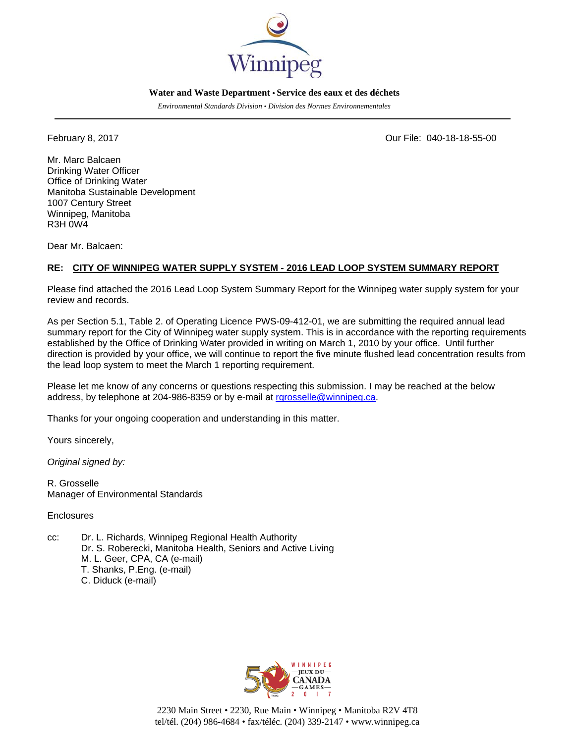Winnipeg

**Water and Waste Department • Service des eaux et des déchets**

*Environmental Standards Division • Division des Normes Environnementales*

---

February 8, 2017

Our File: 040-18-18-55-00

Mr. Marc Balcaen
Drinking Water Officer
Office of Drinking Water
Manitoba Sustainable Development
1007 Century Street
Winnipeg, Manitoba
R3H 0W4

Dear Mr. Balcaen:

**RE: CITY OF WINNIPEG WATER SUPPLY SYSTEM - 2016 LEAD LOOP SYSTEM SUMMARY REPORT**

Please find attached the 2016 Lead Loop System Summary Report for the Winnipeg water supply system for your review and records.

As per Section 5.1, Table 2. of Operating Licence PWS-09-412-01, we are submitting the required annual lead summary report for the City of Winnipeg water supply system. This is in accordance with the reporting requirements established by the Office of Drinking Water provided in writing on March 1, 2010 by your office. Until further direction is provided by your office, we will continue to report the five minute flushed lead concentration results from the lead loop system to meet the March 1 reporting requirement.

Please let me know of any concerns or questions respecting this submission. I may be reached at the below address, by telephone at 204-986-8359 or by e-mail at rgrosselle@winnipeg.ca.

Thanks for your ongoing cooperation and understanding in this matter.

Yours sincerely,

*Original signed by:*

R. Grosselle
Manager of Environmental Standards

Enclosures

cc: Dr. L. Richards, Winnipeg Regional Health Authority
Dr. S. Roberecki, Manitoba Health, Seniors and Active Living
M. L. Geer, CPA, CA (e-mail)
T. Shanks, P.Eng. (e-mail)
C. Diduck (e-mail)

WINNIPEG JEUX DU CANADA GAMES 2017

2230 Main Street • 2230, Rue Main • Winnipeg • Manitoba R2V 4T8
tel/tél. (204) 986-4684 • fax/téléc. (204) 339-2147 • www.winnipeg.ca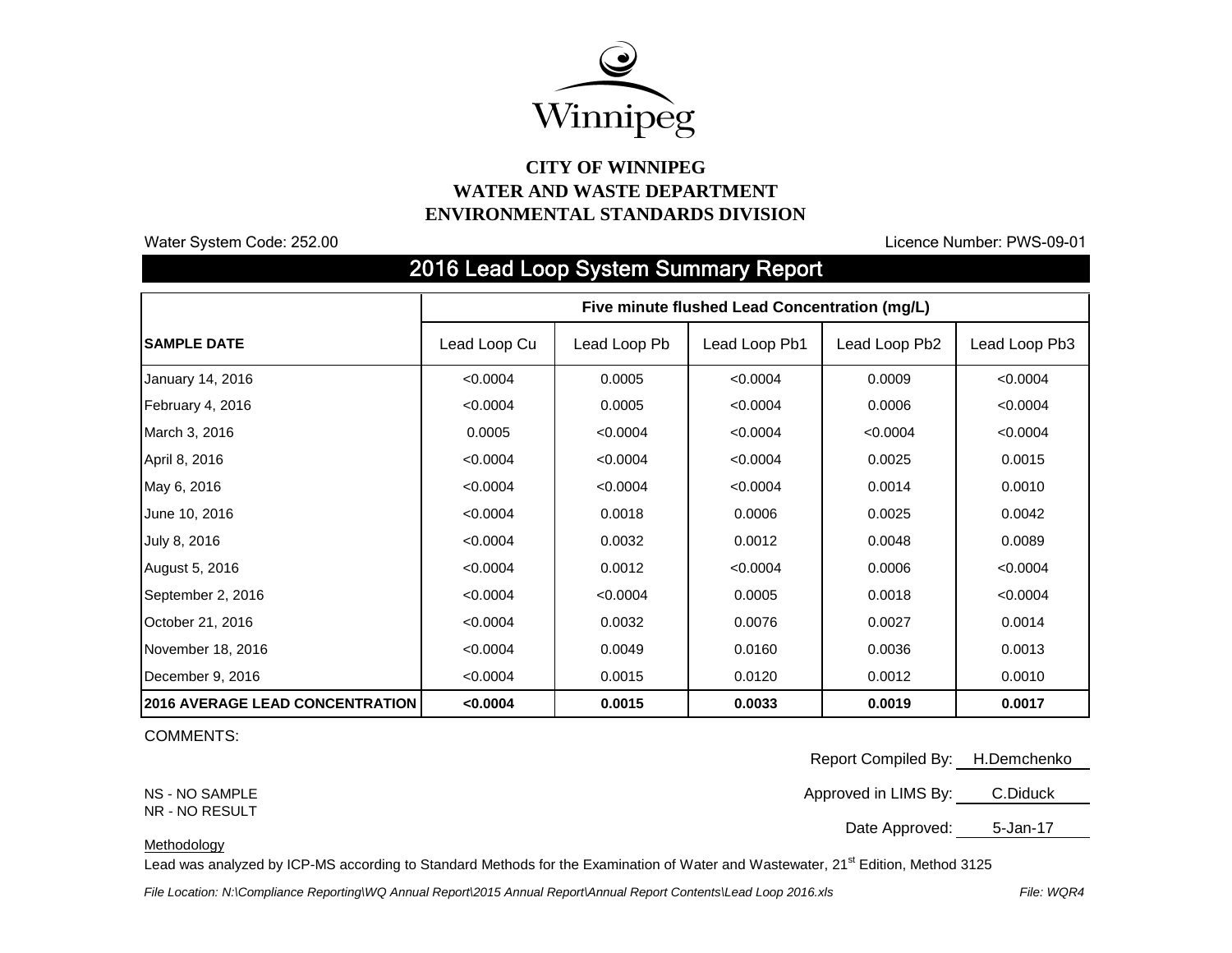Winnipeg

**CITY OF WINNIPEG**
**WATER AND WASTE DEPARTMENT**
**ENVIRONMENTAL STANDARDS DIVISION**

Water System Code: 252.00

Licence Number: PWS-09-01

## 2016 Lead Loop System Summary Report

| | Five minute flushed Lead Concentration (mg/L) | | | | |
|---|---|---|---|---|---|
| **SAMPLE DATE** | Lead Loop Cu | Lead Loop Pb | Lead Loop Pb1 | Lead Loop Pb2 | Lead Loop Pb3 |
| January 14, 2016 | <0.0004 | 0.0005 | <0.0004 | 0.0009 | <0.0004 |
| February 4, 2016 | <0.0004 | 0.0005 | <0.0004 | 0.0006 | <0.0004 |
| March 3, 2016 | 0.0005 | <0.0004 | <0.0004 | <0.0004 | <0.0004 |
| April 8, 2016 | <0.0004 | <0.0004 | <0.0004 | 0.0025 | 0.0015 |
| May 6, 2016 | <0.0004 | <0.0004 | <0.0004 | 0.0014 | 0.0010 |
| June 10, 2016 | <0.0004 | 0.0018 | 0.0006 | 0.0025 | 0.0042 |
| July 8, 2016 | <0.0004 | 0.0032 | 0.0012 | 0.0048 | 0.0089 |
| August 5, 2016 | <0.0004 | 0.0012 | <0.0004 | 0.0006 | <0.0004 |
| September 2, 2016 | <0.0004 | <0.0004 | 0.0005 | 0.0018 | <0.0004 |
| October 21, 2016 | <0.0004 | 0.0032 | 0.0076 | 0.0027 | 0.0014 |
| November 18, 2016 | <0.0004 | 0.0049 | 0.0160 | 0.0036 | 0.0013 |
| December 9, 2016 | <0.0004 | 0.0015 | 0.0120 | 0.0012 | 0.0010 |
| **2016 AVERAGE LEAD CONCENTRATION** | **<0.0004** | **0.0015** | **0.0033** | **0.0019** | **0.0017** |

COMMENTS:

Report Compiled By: H.Demchenko

NS - NO SAMPLE
NR - NO RESULT

Approved in LIMS By: C.Diduck

Date Approved: 5-Jan-17

Methodology

Lead was analyzed by ICP-MS according to Standard Methods for the Examination of Water and Wastewater, 21st Edition, Method 3125

*File Location: N:\Compliance Reporting\WQ Annual Report\2015 Annual Report\Annual Report Contents\Lead Loop 2016.xls*

*File: WQR4*